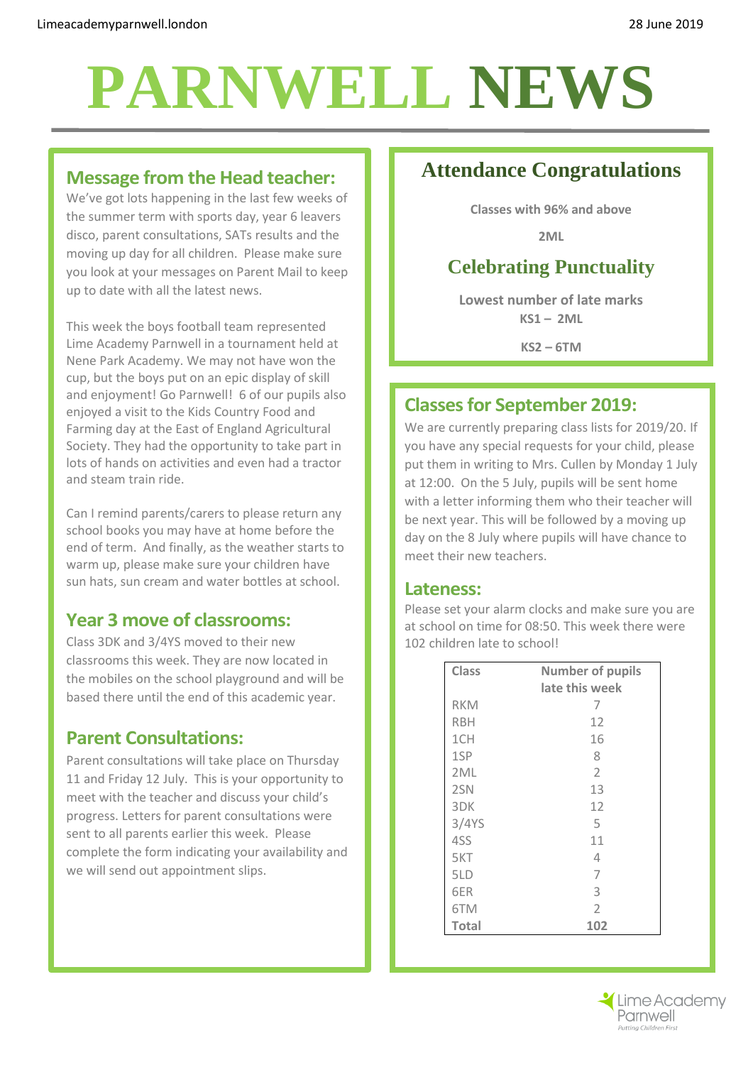Limeacademyparnwell.london

28 June 2019

# PARNWELL NEWS

## Message from the Head teacher:

We've got lots happening in the last few weeks of the summer term with sports day, year 6 leavers disco, parent consultations, SATs results and the moving up day for all children. Please make sure you look at your messages on Parent Mail to keep up to date with all the latest news.

This week the boys football team represented Lime Academy Parnwell in a tournament held at Nene Park Academy. We may not have won the cup, but the boys put on an epic display of skill and enjoyment! Go Parnwell! 6 of our pupils also enjoyed a visit to the Kids Country Food and Farming day at the East of England Agricultural Society. They had the opportunity to take part in lots of hands on activities and even had a tractor and steam train ride.

Can I remind parents/carers to please return any school books you may have at home before the end of term. And finally, as the weather starts to warm up, please make sure your children have sun hats, sun cream and water bottles at school.

## Year 3 move of classrooms:

Class 3DK and 3/4YS moved to their new classrooms this week. They are now located in the mobiles on the school playground and will be based there until the end of this academic year.

## Parent Consultations:

Parent consultations will take place on Thursday 11 and Friday 12 July. This is your opportunity to meet with the teacher and discuss your child's progress. Letters for parent consultations were sent to all parents earlier this week. Please complete the form indicating your availability and we will send out appointment slips.

## Attendance Congratulations

**Classes with 96% and above**

**2ML**

## Celebrating Punctuality

**Lowest number of late marks**

**KS1 – 2ML**

**KS2 – 6TM**

## Classes for September 2019:

We are currently preparing class lists for 2019/20. If you have any special requests for your child, please put them in writing to Mrs. Cullen by Monday 1 July at 12:00. On the 5 July, pupils will be sent home with a letter informing them who their teacher will be next year. This will be followed by a moving up day on the 8 July where pupils will have chance to meet their new teachers.

## Lateness:

Please set your alarm clocks and make sure you are at school on time for 08:50. This week there were 102 children late to school!

| Class | Number of pupils late this week |
|---|---|
| RKM | 7 |
| RBH | 12 |
| 1CH | 16 |
| 1SP | 8 |
| 2ML | 2 |
| 2SN | 13 |
| 3DK | 12 |
| 3/4YS | 5 |
| 4SS | 11 |
| 5KT | 4 |
| 5LD | 7 |
| 6ER | 3 |
| 6TM | 2 |
| **Total** | **102** |

Lime Academy Parnwell

*Putting Children First*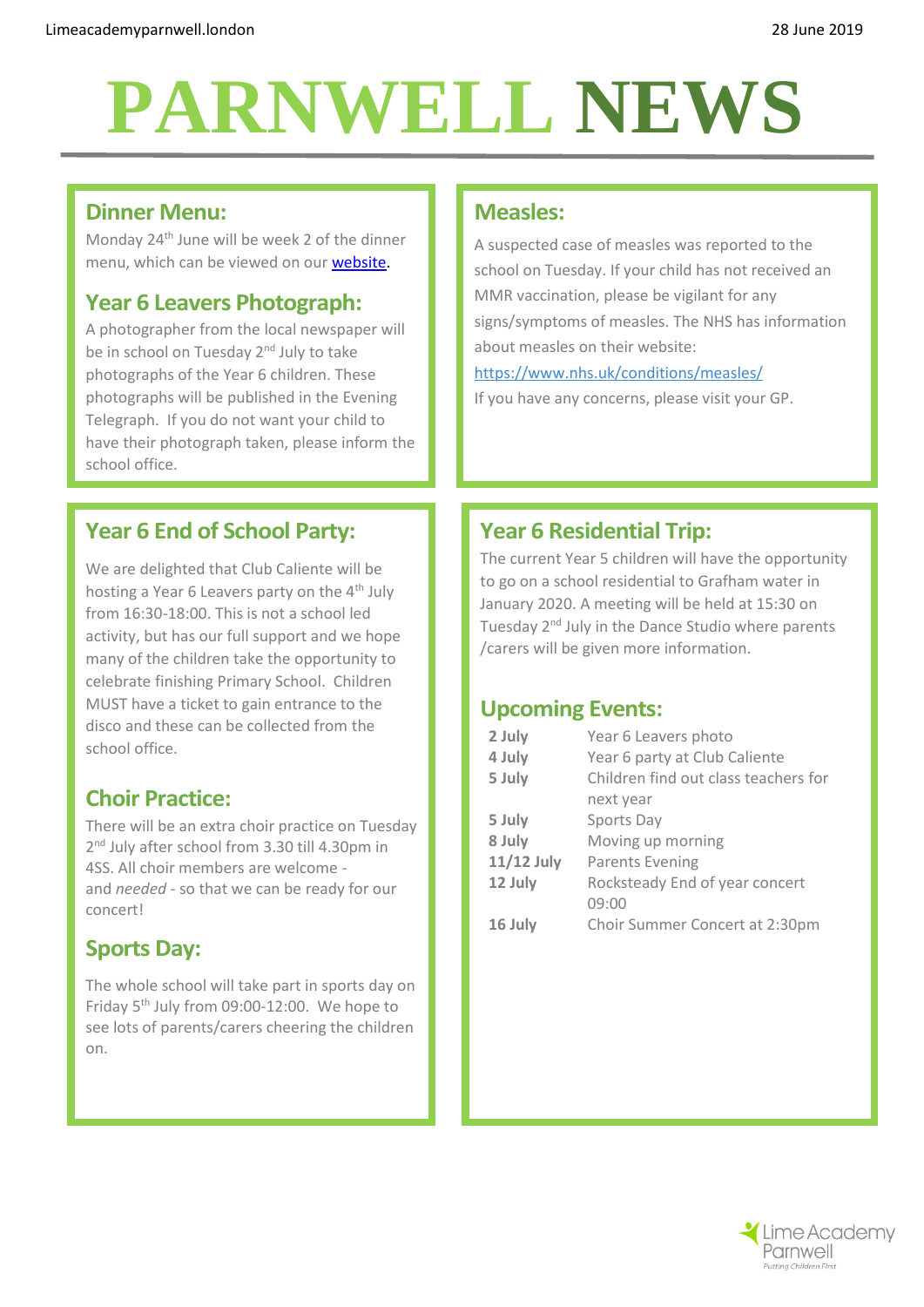Limeacademyparnwell.london

28 June 2019

# PARNWELL NEWS

## Dinner Menu:

Monday 24th June will be week 2 of the dinner menu, which can be viewed on our [website](website).

## Year 6 Leavers Photograph:

A photographer from the local newspaper will be in school on Tuesday 2nd July to take photographs of the Year 6 children. These photographs will be published in the Evening Telegraph. If you do not want your child to have their photograph taken, please inform the school office.

## Measles:

A suspected case of measles was reported to the school on Tuesday. If your child has not received an MMR vaccination, please be vigilant for any signs/symptoms of measles. The NHS has information about measles on their website:

https://www.nhs.uk/conditions/measles/

If you have any concerns, please visit your GP.

## Year 6 End of School Party:

We are delighted that Club Caliente will be hosting a Year 6 Leavers party on the 4th July from 16:30-18:00. This is not a school led activity, but has our full support and we hope many of the children take the opportunity to celebrate finishing Primary School. Children MUST have a ticket to gain entrance to the disco and these can be collected from the school office.

## Choir Practice:

There will be an extra choir practice on Tuesday 2nd July after school from 3.30 till 4.30pm in 4SS. All choir members are welcome - and *needed* - so that we can be ready for our concert!

## Sports Day:

The whole school will take part in sports day on Friday 5th July from 09:00-12:00. We hope to see lots of parents/carers cheering the children on.

## Year 6 Residential Trip:

The current Year 5 children will have the opportunity to go on a school residential to Grafham water in January 2020. A meeting will be held at 15:30 on Tuesday 2nd July in the Dance Studio where parents /carers will be given more information.

## Upcoming Events:

| | |
|---|---|
| **2 July** | Year 6 Leavers photo |
| **4 July** | Year 6 party at Club Caliente |
| **5 July** | Children find out class teachers for next year |
| **5 July** | Sports Day |
| **8 July** | Moving up morning |
| **11/12 July** | Parents Evening |
| **12 July** | Rocksteady End of year concert 09:00 |
| **16 July** | Choir Summer Concert at 2:30pm |

Lime Academy Parnwell
Putting Children First